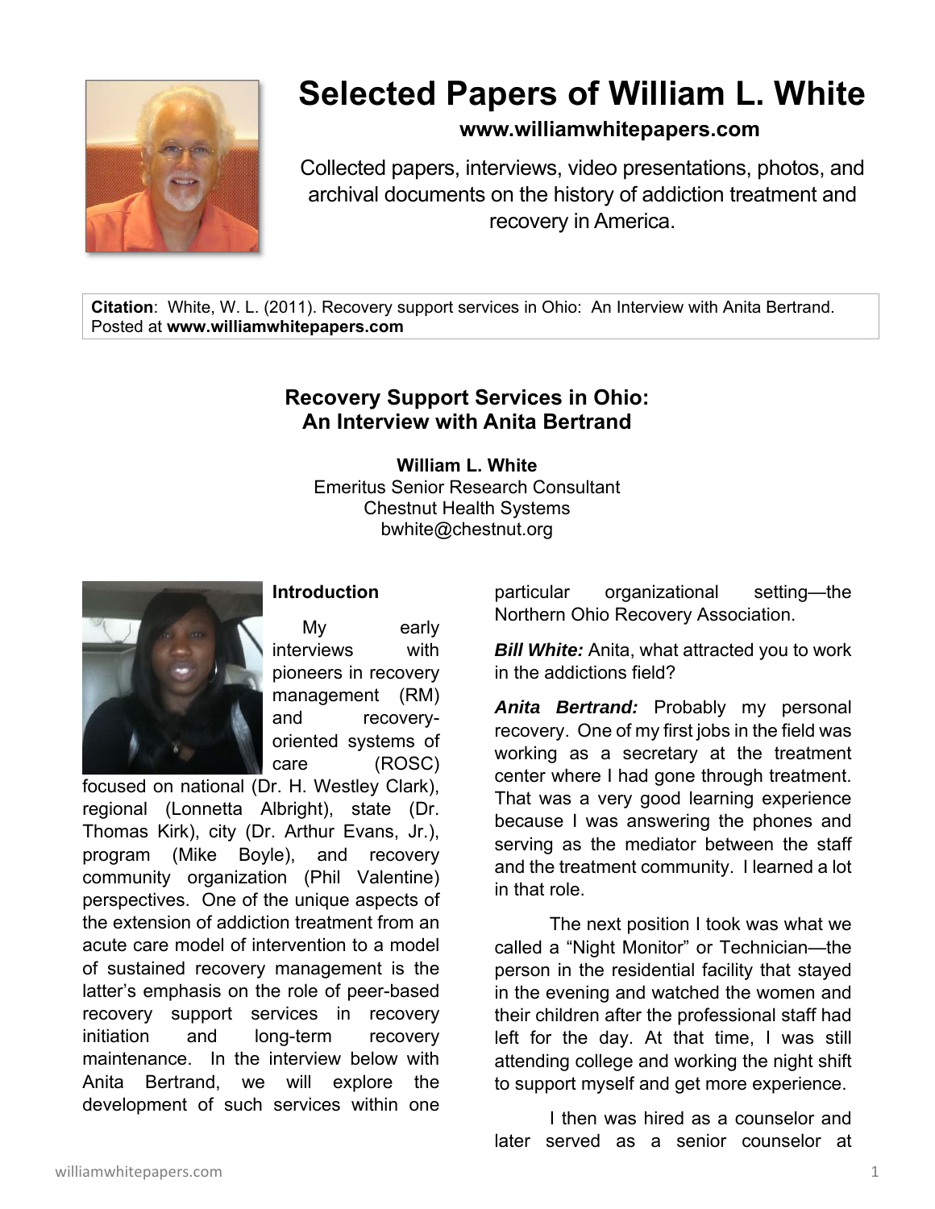# Selected Papers of William L. White

**www.williamwhitepapers.com**

Collected papers, interviews, video presentations, photos, and archival documents on the history of addiction treatment and recovery in America.

**Citation**: White, W. L. (2011). Recovery support services in Ohio: An Interview with Anita Bertrand. Posted at **www.williamwhitepapers.com**

## Recovery Support Services in Ohio: An Interview with Anita Bertrand

**William L. White**
Emeritus Senior Research Consultant
Chestnut Health Systems
bwhite@chestnut.org

### Introduction

My early interviews with pioneers in recovery management (RM) and recovery-oriented systems of care (ROSC) focused on national (Dr. H. Westley Clark), regional (Lonnetta Albright), state (Dr. Thomas Kirk), city (Dr. Arthur Evans, Jr.), program (Mike Boyle), and recovery community organization (Phil Valentine) perspectives. One of the unique aspects of the extension of addiction treatment from an acute care model of intervention to a model of sustained recovery management is the latter's emphasis on the role of peer-based recovery support services in recovery initiation and long-term recovery maintenance. In the interview below with Anita Bertrand, we will explore the development of such services within one particular organizational setting—the Northern Ohio Recovery Association.

***Bill White:*** Anita, what attracted you to work in the addictions field?

***Anita Bertrand:*** Probably my personal recovery. One of my first jobs in the field was working as a secretary at the treatment center where I had gone through treatment. That was a very good learning experience because I was answering the phones and serving as the mediator between the staff and the treatment community. I learned a lot in that role.

The next position I took was what we called a "Night Monitor" or Technician—the person in the residential facility that stayed in the evening and watched the women and their children after the professional staff had left for the day. At that time, I was still attending college and working the night shift to support myself and get more experience.

I then was hired as a counselor and later served as a senior counselor at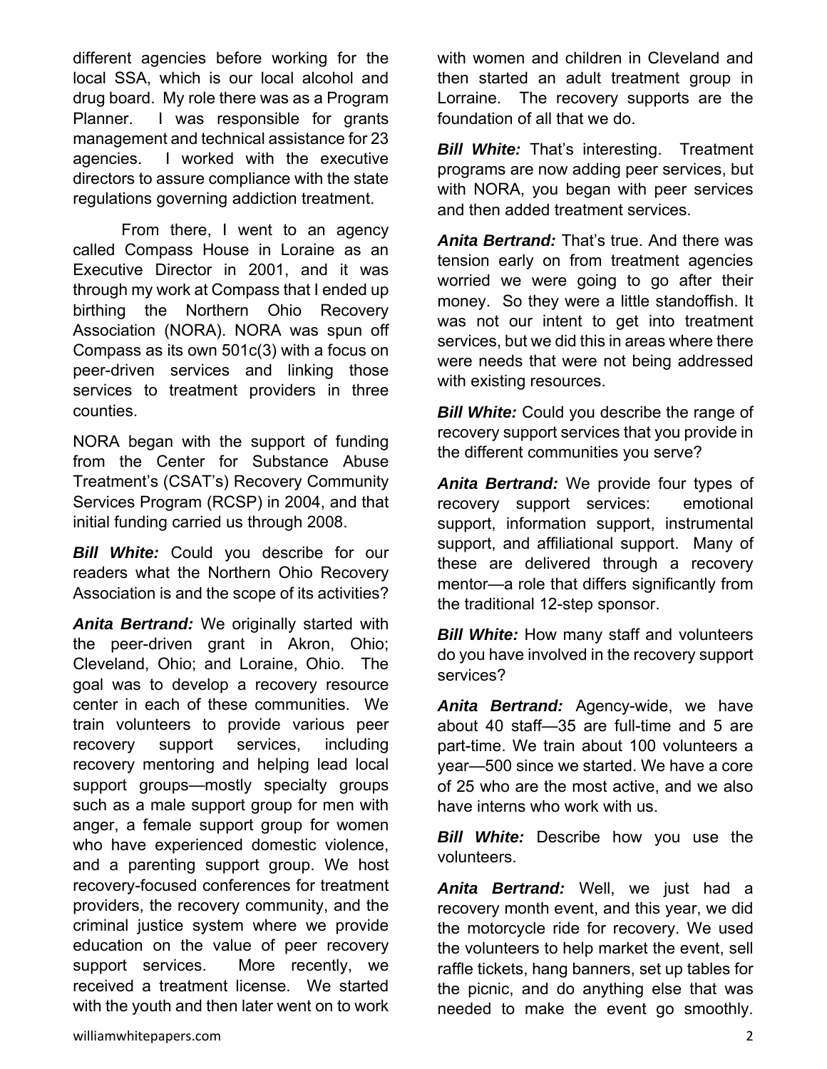different agencies before working for the local SSA, which is our local alcohol and drug board. My role there was as a Program Planner. I was responsible for grants management and technical assistance for 23 agencies. I worked with the executive directors to assure compliance with the state regulations governing addiction treatment.

From there, I went to an agency called Compass House in Loraine as an Executive Director in 2001, and it was through my work at Compass that I ended up birthing the Northern Ohio Recovery Association (NORA). NORA was spun off Compass as its own 501c(3) with a focus on peer-driven services and linking those services to treatment providers in three counties.

NORA began with the support of funding from the Center for Substance Abuse Treatment's (CSAT's) Recovery Community Services Program (RCSP) in 2004, and that initial funding carried us through 2008.

***Bill White:*** Could you describe for our readers what the Northern Ohio Recovery Association is and the scope of its activities?

***Anita Bertrand:*** We originally started with the peer-driven grant in Akron, Ohio; Cleveland, Ohio; and Loraine, Ohio. The goal was to develop a recovery resource center in each of these communities. We train volunteers to provide various peer recovery support services, including recovery mentoring and helping lead local support groups—mostly specialty groups such as a male support group for men with anger, a female support group for women who have experienced domestic violence, and a parenting support group. We host recovery-focused conferences for treatment providers, the recovery community, and the criminal justice system where we provide education on the value of peer recovery support services. More recently, we received a treatment license. We started with the youth and then later went on to work with women and children in Cleveland and then started an adult treatment group in Lorraine. The recovery supports are the foundation of all that we do.

***Bill White:*** That's interesting. Treatment programs are now adding peer services, but with NORA, you began with peer services and then added treatment services.

***Anita Bertrand:*** That's true. And there was tension early on from treatment agencies worried we were going to go after their money. So they were a little standoffish. It was not our intent to get into treatment services, but we did this in areas where there were needs that were not being addressed with existing resources.

***Bill White:*** Could you describe the range of recovery support services that you provide in the different communities you serve?

***Anita Bertrand:*** We provide four types of recovery support services: emotional support, information support, instrumental support, and affiliational support. Many of these are delivered through a recovery mentor—a role that differs significantly from the traditional 12-step sponsor.

***Bill White:*** How many staff and volunteers do you have involved in the recovery support services?

***Anita Bertrand:*** Agency-wide, we have about 40 staff—35 are full-time and 5 are part-time. We train about 100 volunteers a year—500 since we started. We have a core of 25 who are the most active, and we also have interns who work with us.

***Bill White:*** Describe how you use the volunteers.

***Anita Bertrand:*** Well, we just had a recovery month event, and this year, we did the motorcycle ride for recovery. We used the volunteers to help market the event, sell raffle tickets, hang banners, set up tables for the picnic, and do anything else that was needed to make the event go smoothly.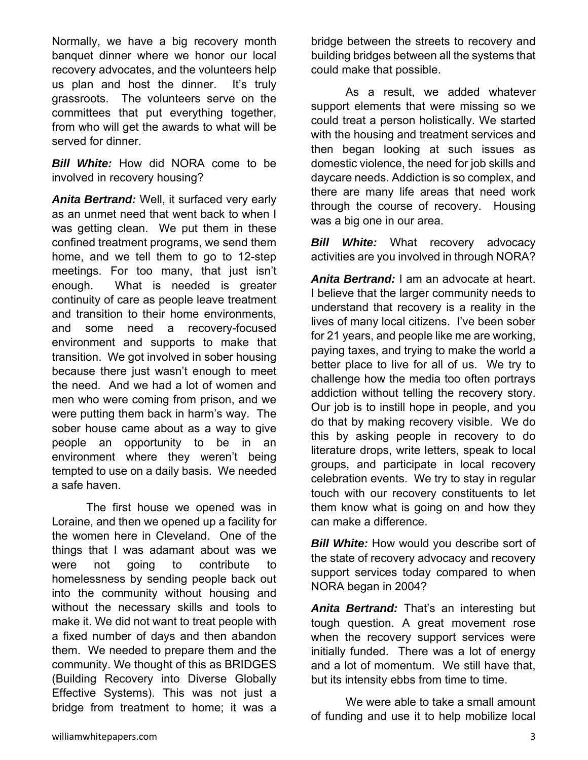Normally, we have a big recovery month banquet dinner where we honor our local recovery advocates, and the volunteers help us plan and host the dinner. It's truly grassroots. The volunteers serve on the committees that put everything together, from who will get the awards to what will be served for dinner.

***Bill White:*** How did NORA come to be involved in recovery housing?

***Anita Bertrand:*** Well, it surfaced very early as an unmet need that went back to when I was getting clean. We put them in these confined treatment programs, we send them home, and we tell them to go to 12-step meetings. For too many, that just isn't enough. What is needed is greater continuity of care as people leave treatment and transition to their home environments, and some need a recovery-focused environment and supports to make that transition. We got involved in sober housing because there just wasn't enough to meet the need. And we had a lot of women and men who were coming from prison, and we were putting them back in harm's way. The sober house came about as a way to give people an opportunity to be in an environment where they weren't being tempted to use on a daily basis. We needed a safe haven.

The first house we opened was in Loraine, and then we opened up a facility for the women here in Cleveland. One of the things that I was adamant about was we were not going to contribute to homelessness by sending people back out into the community without housing and without the necessary skills and tools to make it. We did not want to treat people with a fixed number of days and then abandon them. We needed to prepare them and the community. We thought of this as BRIDGES (Building Recovery into Diverse Globally Effective Systems). This was not just a bridge from treatment to home; it was a bridge between the streets to recovery and building bridges between all the systems that could make that possible.

As a result, we added whatever support elements that were missing so we could treat a person holistically. We started with the housing and treatment services and then began looking at such issues as domestic violence, the need for job skills and daycare needs. Addiction is so complex, and there are many life areas that need work through the course of recovery. Housing was a big one in our area.

***Bill White:*** What recovery advocacy activities are you involved in through NORA?

***Anita Bertrand:*** I am an advocate at heart. I believe that the larger community needs to understand that recovery is a reality in the lives of many local citizens. I've been sober for 21 years, and people like me are working, paying taxes, and trying to make the world a better place to live for all of us. We try to challenge how the media too often portrays addiction without telling the recovery story. Our job is to instill hope in people, and you do that by making recovery visible. We do this by asking people in recovery to do literature drops, write letters, speak to local groups, and participate in local recovery celebration events. We try to stay in regular touch with our recovery constituents to let them know what is going on and how they can make a difference.

***Bill White:*** How would you describe sort of the state of recovery advocacy and recovery support services today compared to when NORA began in 2004?

***Anita Bertrand:*** That's an interesting but tough question. A great movement rose when the recovery support services were initially funded. There was a lot of energy and a lot of momentum. We still have that, but its intensity ebbs from time to time.

We were able to take a small amount of funding and use it to help mobilize local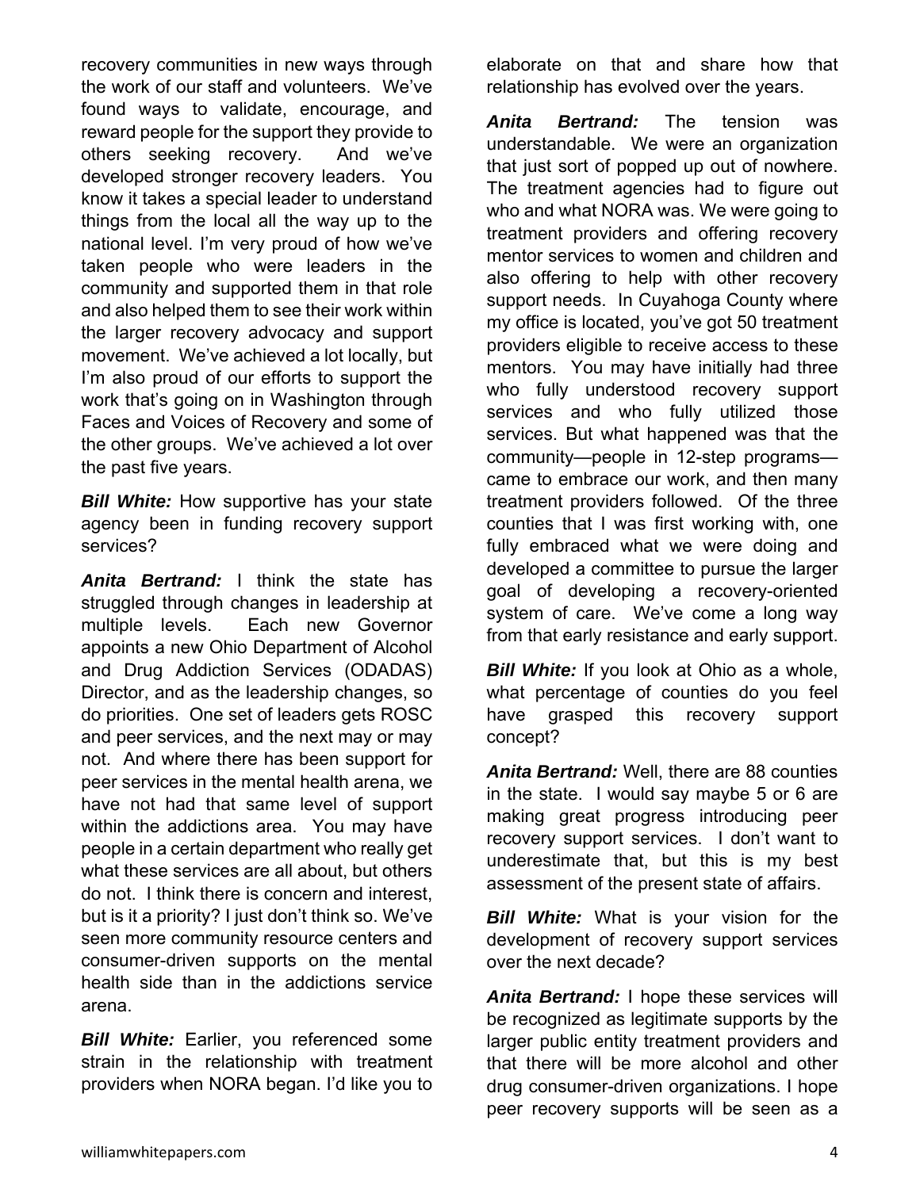recovery communities in new ways through the work of our staff and volunteers. We've found ways to validate, encourage, and reward people for the support they provide to others seeking recovery. And we've developed stronger recovery leaders. You know it takes a special leader to understand things from the local all the way up to the national level. I'm very proud of how we've taken people who were leaders in the community and supported them in that role and also helped them to see their work within the larger recovery advocacy and support movement. We've achieved a lot locally, but I'm also proud of our efforts to support the work that's going on in Washington through Faces and Voices of Recovery and some of the other groups. We've achieved a lot over the past five years.

***Bill White:*** How supportive has your state agency been in funding recovery support services?

***Anita Bertrand:*** I think the state has struggled through changes in leadership at multiple levels. Each new Governor appoints a new Ohio Department of Alcohol and Drug Addiction Services (ODADAS) Director, and as the leadership changes, so do priorities. One set of leaders gets ROSC and peer services, and the next may or may not. And where there has been support for peer services in the mental health arena, we have not had that same level of support within the addictions area. You may have people in a certain department who really get what these services are all about, but others do not. I think there is concern and interest, but is it a priority? I just don't think so. We've seen more community resource centers and consumer-driven supports on the mental health side than in the addictions service arena.

***Bill White:*** Earlier, you referenced some strain in the relationship with treatment providers when NORA began. I'd like you to elaborate on that and share how that relationship has evolved over the years.

***Anita Bertrand:*** The tension was understandable. We were an organization that just sort of popped up out of nowhere. The treatment agencies had to figure out who and what NORA was. We were going to treatment providers and offering recovery mentor services to women and children and also offering to help with other recovery support needs. In Cuyahoga County where my office is located, you've got 50 treatment providers eligible to receive access to these mentors. You may have initially had three who fully understood recovery support services and who fully utilized those services. But what happened was that the community—people in 12-step programs—came to embrace our work, and then many treatment providers followed. Of the three counties that I was first working with, one fully embraced what we were doing and developed a committee to pursue the larger goal of developing a recovery-oriented system of care. We've come a long way from that early resistance and early support.

***Bill White:*** If you look at Ohio as a whole, what percentage of counties do you feel have grasped this recovery support concept?

***Anita Bertrand:*** Well, there are 88 counties in the state. I would say maybe 5 or 6 are making great progress introducing peer recovery support services. I don't want to underestimate that, but this is my best assessment of the present state of affairs.

***Bill White:*** What is your vision for the development of recovery support services over the next decade?

***Anita Bertrand:*** I hope these services will be recognized as legitimate supports by the larger public entity treatment providers and that there will be more alcohol and other drug consumer-driven organizations. I hope peer recovery supports will be seen as a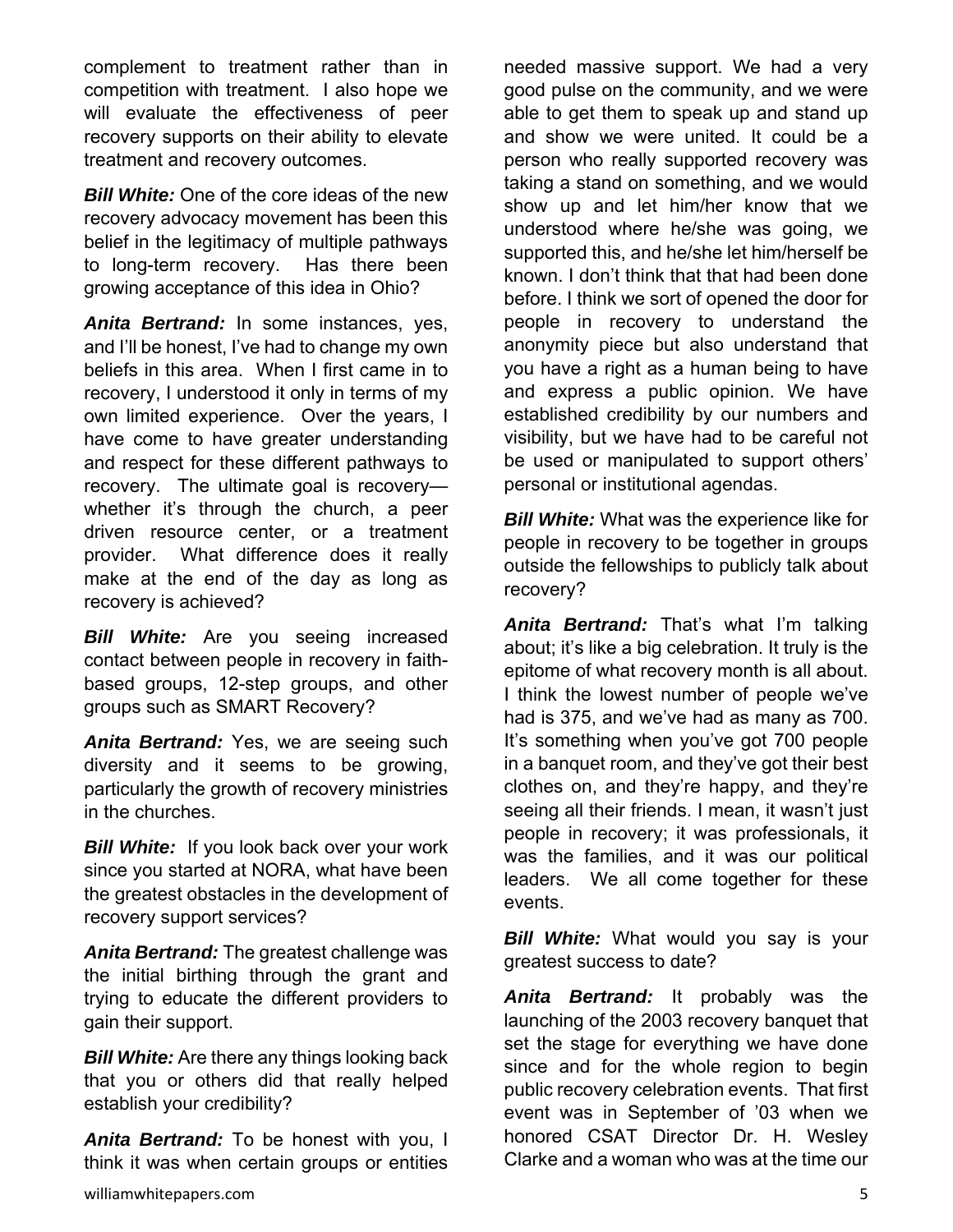complement to treatment rather than in competition with treatment. I also hope we will evaluate the effectiveness of peer recovery supports on their ability to elevate treatment and recovery outcomes.

***Bill White:*** One of the core ideas of the new recovery advocacy movement has been this belief in the legitimacy of multiple pathways to long-term recovery. Has there been growing acceptance of this idea in Ohio?

***Anita Bertrand:*** In some instances, yes, and I'll be honest, I've had to change my own beliefs in this area. When I first came in to recovery, I understood it only in terms of my own limited experience. Over the years, I have come to have greater understanding and respect for these different pathways to recovery. The ultimate goal is recovery—whether it's through the church, a peer driven resource center, or a treatment provider. What difference does it really make at the end of the day as long as recovery is achieved?

***Bill White:*** Are you seeing increased contact between people in recovery in faith-based groups, 12-step groups, and other groups such as SMART Recovery?

***Anita Bertrand:*** Yes, we are seeing such diversity and it seems to be growing, particularly the growth of recovery ministries in the churches.

***Bill White:*** If you look back over your work since you started at NORA, what have been the greatest obstacles in the development of recovery support services?

***Anita Bertrand:*** The greatest challenge was the initial birthing through the grant and trying to educate the different providers to gain their support.

***Bill White:*** Are there any things looking back that you or others did that really helped establish your credibility?

***Anita Bertrand:*** To be honest with you, I think it was when certain groups or entities needed massive support. We had a very good pulse on the community, and we were able to get them to speak up and stand up and show we were united. It could be a person who really supported recovery was taking a stand on something, and we would show up and let him/her know that we understood where he/she was going, we supported this, and he/she let him/herself be known. I don't think that that had been done before. I think we sort of opened the door for people in recovery to understand the anonymity piece but also understand that you have a right as a human being to have and express a public opinion. We have established credibility by our numbers and visibility, but we have had to be careful not be used or manipulated to support others' personal or institutional agendas.

***Bill White:*** What was the experience like for people in recovery to be together in groups outside the fellowships to publicly talk about recovery?

***Anita Bertrand:*** That's what I'm talking about; it's like a big celebration. It truly is the epitome of what recovery month is all about. I think the lowest number of people we've had is 375, and we've had as many as 700. It's something when you've got 700 people in a banquet room, and they've got their best clothes on, and they're happy, and they're seeing all their friends. I mean, it wasn't just people in recovery; it was professionals, it was the families, and it was our political leaders. We all come together for these events.

***Bill White:*** What would you say is your greatest success to date?

***Anita Bertrand:*** It probably was the launching of the 2003 recovery banquet that set the stage for everything we have done since and for the whole region to begin public recovery celebration events. That first event was in September of '03 when we honored CSAT Director Dr. H. Wesley Clarke and a woman who was at the time our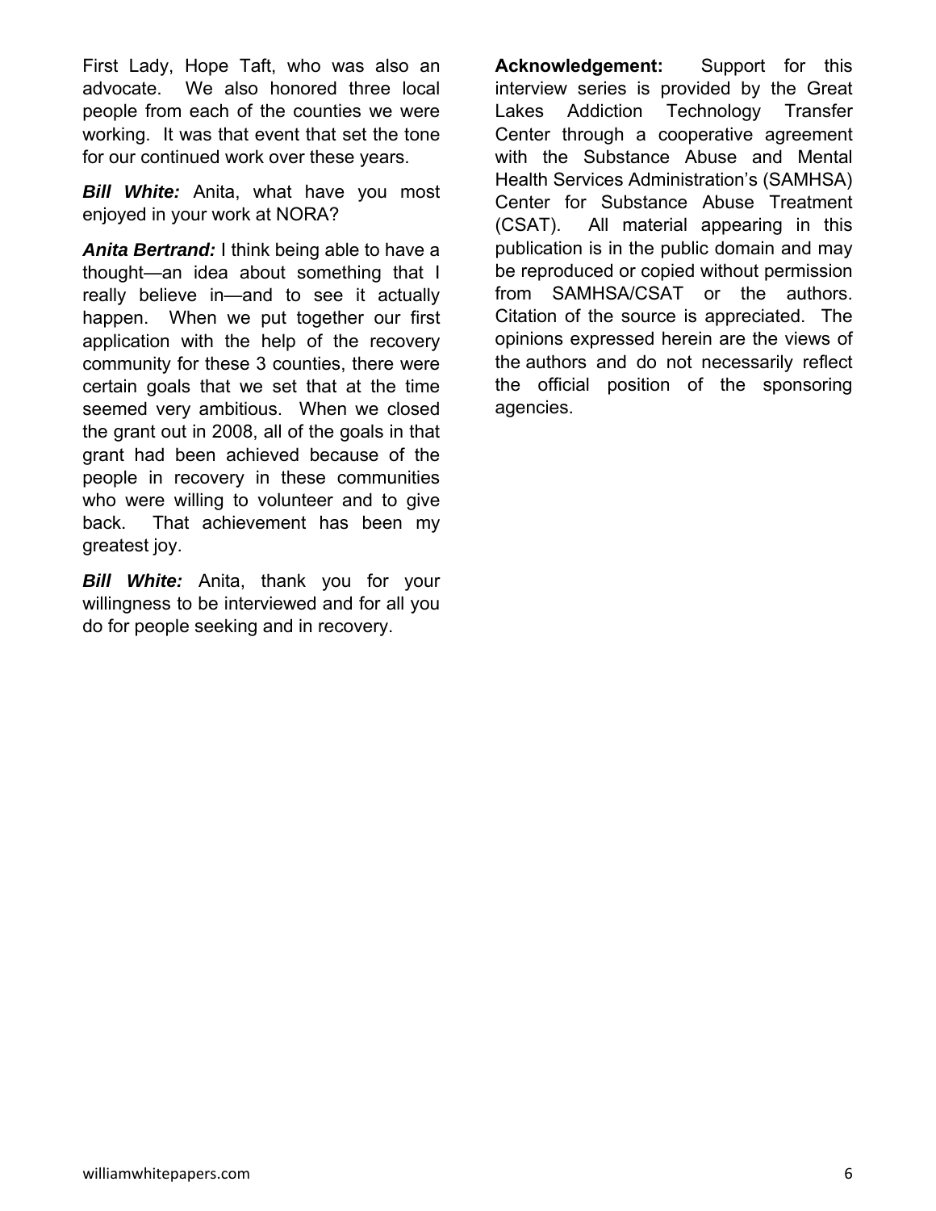First Lady, Hope Taft, who was also an advocate. We also honored three local people from each of the counties we were working. It was that event that set the tone for our continued work over these years.

***Bill White:*** Anita, what have you most enjoyed in your work at NORA?

***Anita Bertrand:*** I think being able to have a thought—an idea about something that I really believe in—and to see it actually happen. When we put together our first application with the help of the recovery community for these 3 counties, there were certain goals that we set that at the time seemed very ambitious. When we closed the grant out in 2008, all of the goals in that grant had been achieved because of the people in recovery in these communities who were willing to volunteer and to give back. That achievement has been my greatest joy.

***Bill White:*** Anita, thank you for your willingness to be interviewed and for all you do for people seeking and in recovery.

**Acknowledgement:** Support for this interview series is provided by the Great Lakes Addiction Technology Transfer Center through a cooperative agreement with the Substance Abuse and Mental Health Services Administration's (SAMHSA) Center for Substance Abuse Treatment (CSAT). All material appearing in this publication is in the public domain and may be reproduced or copied without permission from SAMHSA/CSAT or the authors. Citation of the source is appreciated. The opinions expressed herein are the views of the authors and do not necessarily reflect the official position of the sponsoring agencies.